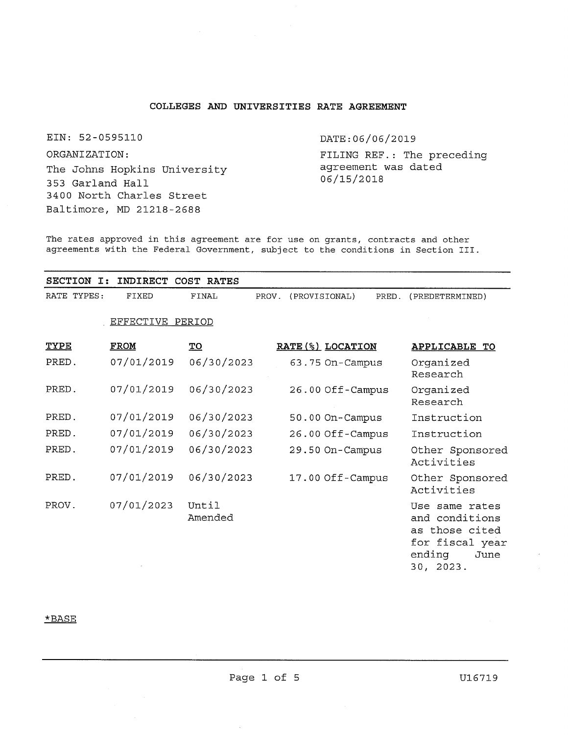# COLLEGES AND UNIVERSITIES RATE AGREEMENT

EIN: 52-0595110

ORGANIZATION:
The Johns Hopkins University
353 Garland Hall
3400 North Charles Street
Baltimore, MD 21218-2688

DATE:06/06/2019

FILING REF.: The preceding agreement was dated 06/15/2018

The rates approved in this agreement are for use on grants, contracts and other agreements with the Federal Government, subject to the conditions in Section III.

## SECTION I: INDIRECT COST RATES

RATE TYPES: FIXED FINAL PROV. (PROVISIONAL) PRED. (PREDETERMINED)

EFFECTIVE PERIOD

| TYPE | FROM | TO | RATE(%) | LOCATION | APPLICABLE TO |
|---|---|---|---|---|---|
| PRED. | 07/01/2019 | 06/30/2023 | 63.75 | On-Campus | Organized Research |
| PRED. | 07/01/2019 | 06/30/2023 | 26.00 | Off-Campus | Organized Research |
| PRED. | 07/01/2019 | 06/30/2023 | 50.00 | On-Campus | Instruction |
| PRED. | 07/01/2019 | 06/30/2023 | 26.00 | Off-Campus | Instruction |
| PRED. | 07/01/2019 | 06/30/2023 | 29.50 | On-Campus | Other Sponsored Activities |
| PRED. | 07/01/2019 | 06/30/2023 | 17.00 | Off-Campus | Other Sponsored Activities |
| PROV. | 07/01/2023 | Until Amended | | | Use same rates and conditions as those cited for fiscal year ending June 30, 2023. |

*BASE

U16719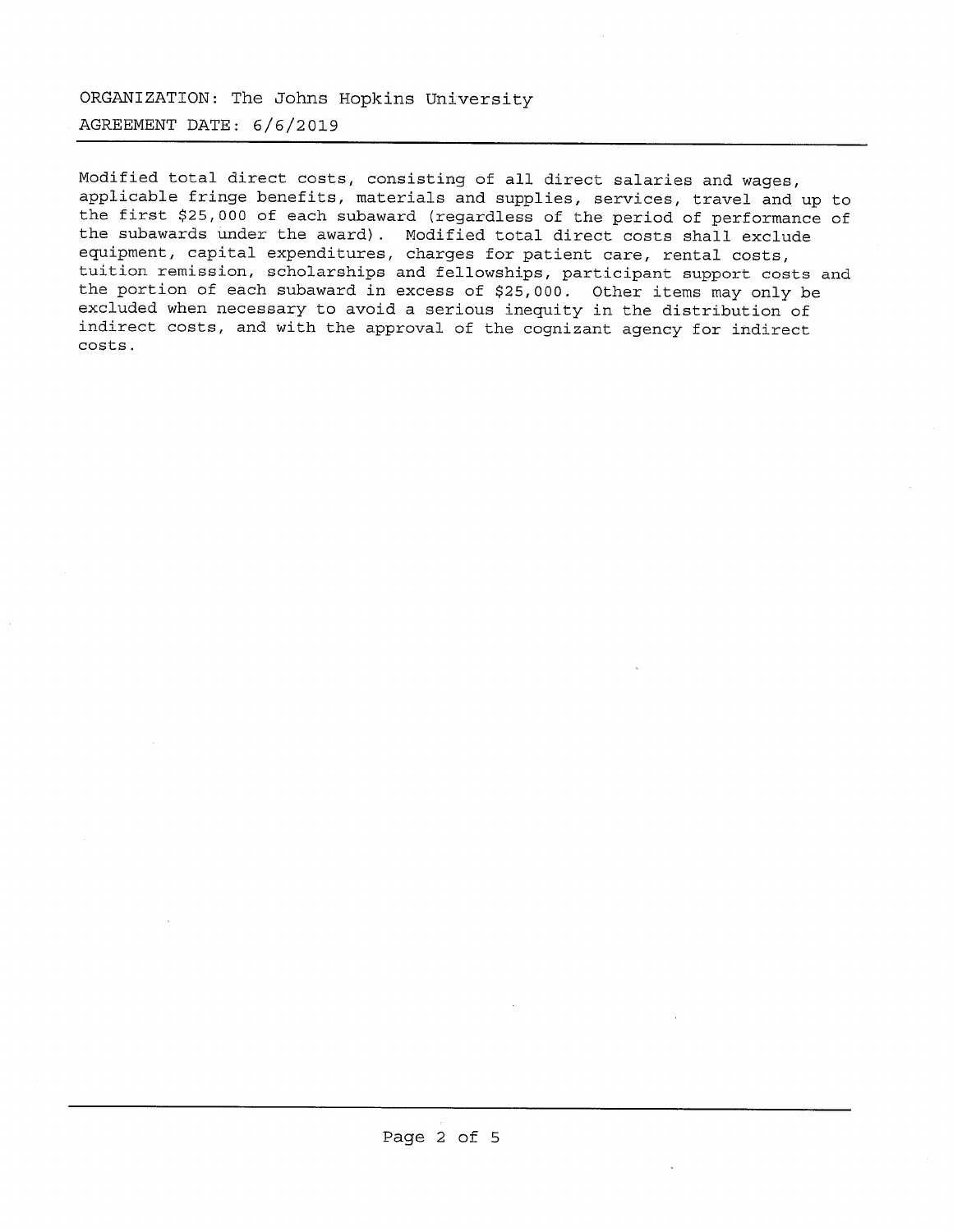ORGANIZATION: The Johns Hopkins University

AGREEMENT DATE: 6/6/2019

Modified total direct costs, consisting of all direct salaries and wages, applicable fringe benefits, materials and supplies, services, travel and up to the first $25,000 of each subaward (regardless of the period of performance of the subawards under the award). Modified total direct costs shall exclude equipment, capital expenditures, charges for patient care, rental costs, tuition remission, scholarships and fellowships, participant support costs and the portion of each subaward in excess of $25,000. Other items may only be excluded when necessary to avoid a serious inequity in the distribution of indirect costs, and with the approval of the cognizant agency for indirect costs.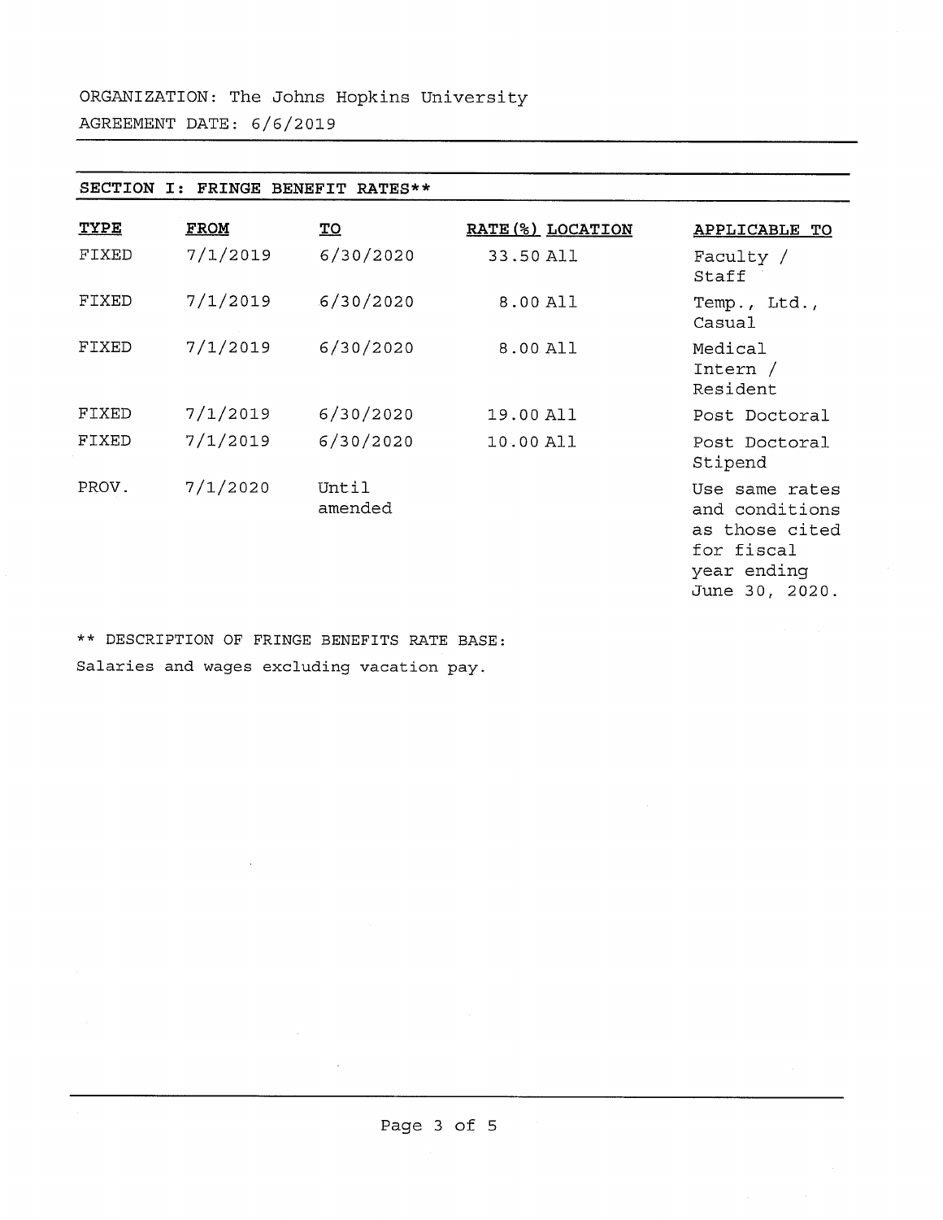ORGANIZATION: The Johns Hopkins University

AGREEMENT DATE: 6/6/2019

## SECTION I: FRINGE BENEFIT RATES**

| TYPE | FROM | TO | RATE(%) | LOCATION | APPLICABLE TO |
|---|---|---|---|---|---|
| FIXED | 7/1/2019 | 6/30/2020 | 33.50 | All | Faculty / Staff |
| FIXED | 7/1/2019 | 6/30/2020 | 8.00 | All | Temp., Ltd., Casual |
| FIXED | 7/1/2019 | 6/30/2020 | 8.00 | All | Medical Intern / Resident |
| FIXED | 7/1/2019 | 6/30/2020 | 19.00 | All | Post Doctoral |
| FIXED | 7/1/2019 | 6/30/2020 | 10.00 | All | Post Doctoral Stipend |
| PROV. | 7/1/2020 | Until amended | | | Use same rates and conditions as those cited for fiscal year ending June 30, 2020. |

** DESCRIPTION OF FRINGE BENEFITS RATE BASE:

Salaries and wages excluding vacation pay.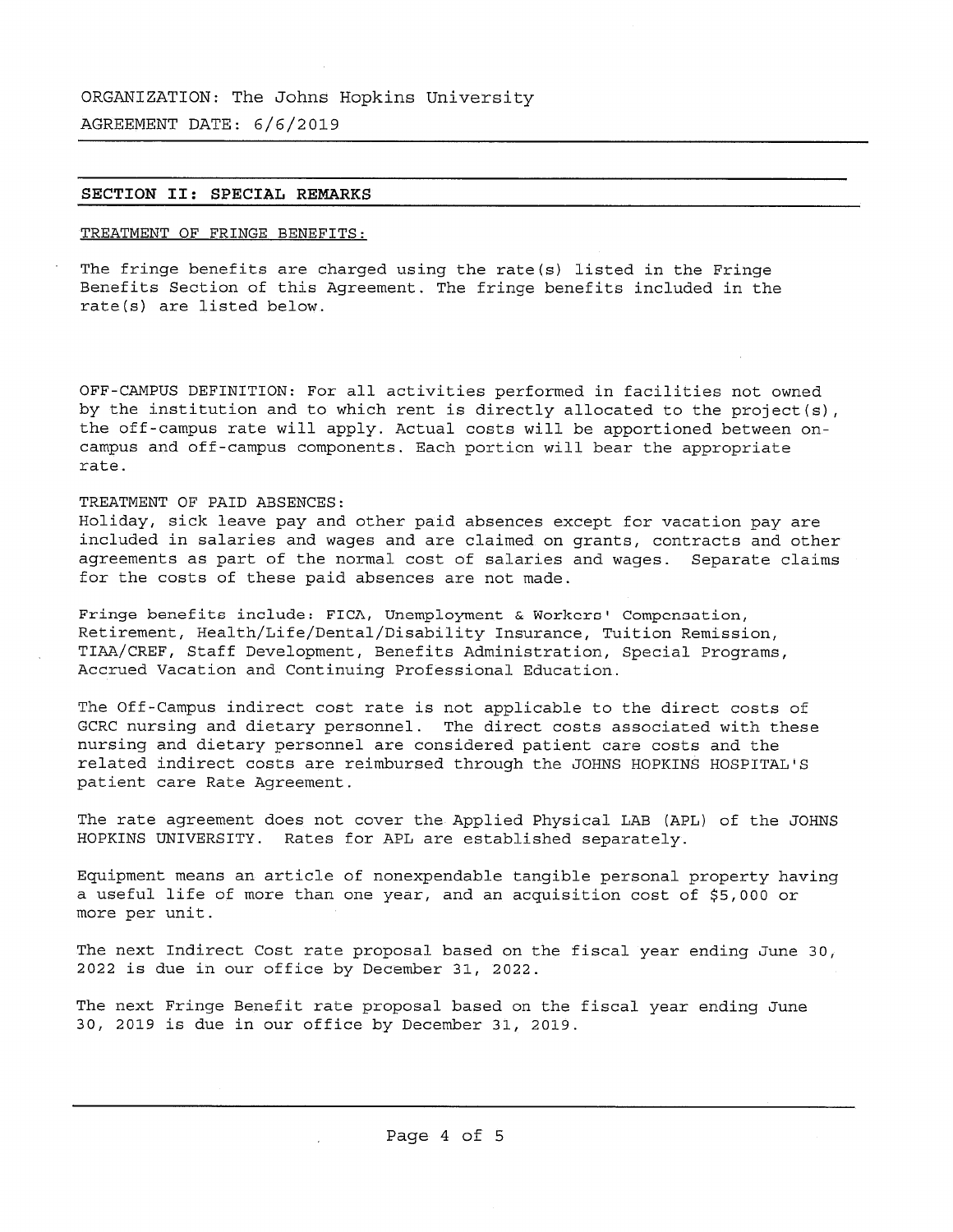ORGANIZATION: The Johns Hopkins University

AGREEMENT DATE: 6/6/2019

## SECTION II: SPECIAL REMARKS

TREATMENT OF FRINGE BENEFITS:

The fringe benefits are charged using the rate(s) listed in the Fringe Benefits Section of this Agreement. The fringe benefits included in the rate(s) are listed below.

OFF-CAMPUS DEFINITION: For all activities performed in facilities not owned by the institution and to which rent is directly allocated to the project(s), the off-campus rate will apply. Actual costs will be apportioned between on-campus and off-campus components. Each portion will bear the appropriate rate.

TREATMENT OF PAID ABSENCES:
Holiday, sick leave pay and other paid absences except for vacation pay are included in salaries and wages and are claimed on grants, contracts and other agreements as part of the normal cost of salaries and wages. Separate claims for the costs of these paid absences are not made.

Fringe benefits include: FICA, Unemployment & Workers' Compensation, Retirement, Health/Life/Dental/Disability Insurance, Tuition Remission, TIAA/CREF, Staff Development, Benefits Administration, Special Programs, Accrued Vacation and Continuing Professional Education.

The Off-Campus indirect cost rate is not applicable to the direct costs of GCRC nursing and dietary personnel. The direct costs associated with these nursing and dietary personnel are considered patient care costs and the related indirect costs are reimbursed through the JOHNS HOPKINS HOSPITAL'S patient care Rate Agreement.

The rate agreement does not cover the Applied Physical LAB (APL) of the JOHNS HOPKINS UNIVERSITY. Rates for APL are established separately.

Equipment means an article of nonexpendable tangible personal property having a useful life of more than one year, and an acquisition cost of $5,000 or more per unit.

The next Indirect Cost rate proposal based on the fiscal year ending June 30, 2022 is due in our office by December 31, 2022.

The next Fringe Benefit rate proposal based on the fiscal year ending June 30, 2019 is due in our office by December 31, 2019.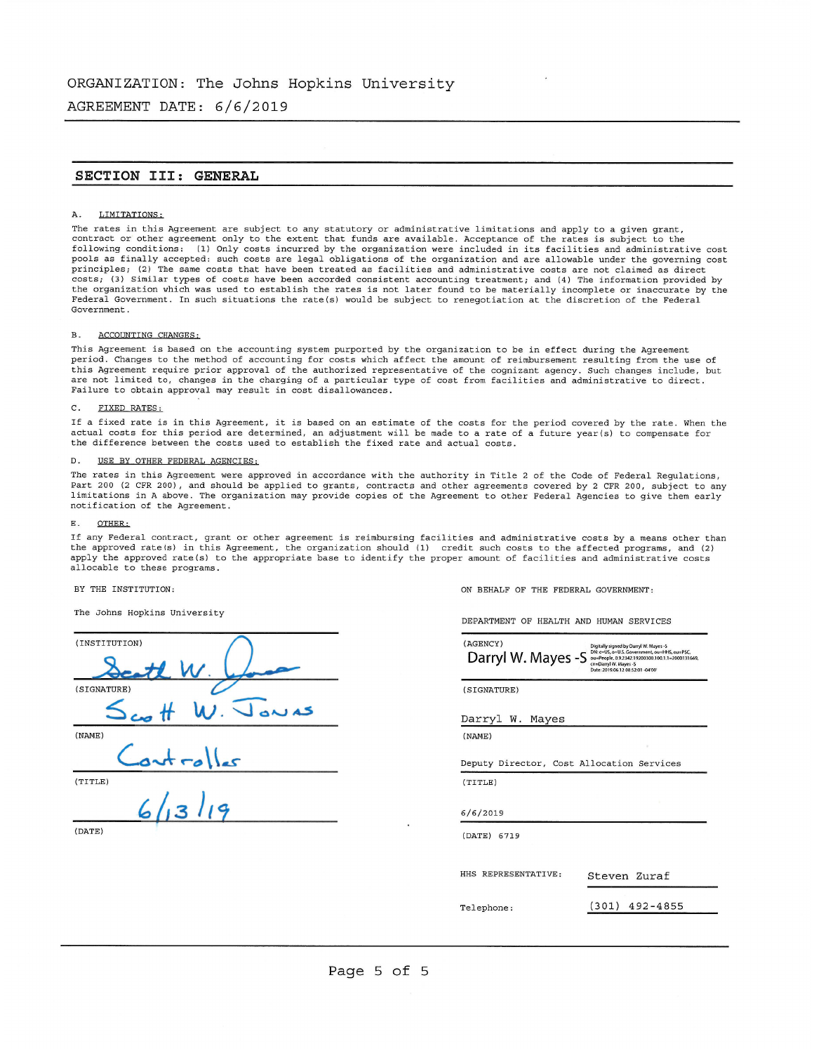ORGANIZATION: The Johns Hopkins University

AGREEMENT DATE: 6/6/2019

## SECTION III: GENERAL

A. LIMITATIONS:

The rates in this Agreement are subject to any statutory or administrative limitations and apply to a given grant, contract or other agreement only to the extent that funds are available. Acceptance of the rates is subject to the following conditions: (1) Only costs incurred by the organization were included in its facilities and administrative cost pools as finally accepted: such costs are legal obligations of the organization and are allowable under the governing cost principles; (2) The same costs that have been treated as facilities and administrative costs are not claimed as direct costs; (3) Similar types of costs have been accorded consistent accounting treatment; and (4) The information provided by the organization which was used to establish the rates is not later found to be materially incomplete or inaccurate by the Federal Government. In such situations the rate(s) would be subject to renegotiation at the discretion of the Federal Government.

B. ACCOUNTING CHANGES:

This Agreement is based on the accounting system purported by the organization to be in effect during the Agreement period. Changes to the method of accounting for costs which affect the amount of reimbursement resulting from the use of this Agreement require prior approval of the authorized representative of the cognizant agency. Such changes include, but are not limited to, changes in the charging of a particular type of cost from facilities and administrative to direct. Failure to obtain approval may result in cost disallowances.

C. FIXED RATES:

If a fixed rate is in this Agreement, it is based on an estimate of the costs for the period covered by the rate. When the actual costs for this period are determined, an adjustment will be made to a rate of a future year(s) to compensate for the difference between the costs used to establish the fixed rate and actual costs.

D. USE BY OTHER FEDERAL AGENCIES:

The rates in this Agreement were approved in accordance with the authority in Title 2 of the Code of Federal Regulations, Part 200 (2 CFR 200), and should be applied to grants, contracts and other agreements covered by 2 CFR 200, subject to any limitations in A above. The organization may provide copies of the Agreement to other Federal Agencies to give them early notification of the Agreement.

E. OTHER:

If any Federal contract, grant or other agreement is reimbursing facilities and administrative costs by a means other than the approved rate(s) in this Agreement, the organization should (1) credit such costs to the affected programs, and (2) apply the approved rate(s) to the appropriate base to identify the proper amount of facilities and administrative costs allocable to these programs.

BY THE INSTITUTION:

The Johns Hopkins University

(INSTITUTION)

Scott W. Jonas

(SIGNATURE)

Scott W. Jonas

(NAME)

Controller

(TITLE)

6/13/19

(DATE)

ON BEHALF OF THE FEDERAL GOVERNMENT:

DEPARTMENT OF HEALTH AND HUMAN SERVICES

(AGENCY)

Darryl W. Mayes -S

Digitally signed by Darryl W. Mayes -S
DN: c=US, o=U.S. Government, ou=HHS, ou=PSC, ou=People, 0.9.2342.19200300.100.1.1=2000131669, cn=Darryl W. Mayes -S
Date: 2019.06.12 08:52:01 -04'00'

(SIGNATURE)

Darryl W. Mayes

(NAME)

Deputy Director, Cost Allocation Services

(TITLE)

6/6/2019

(DATE) 6719

HHS REPRESENTATIVE: Steven Zuraf

Telephone: (301) 492-4855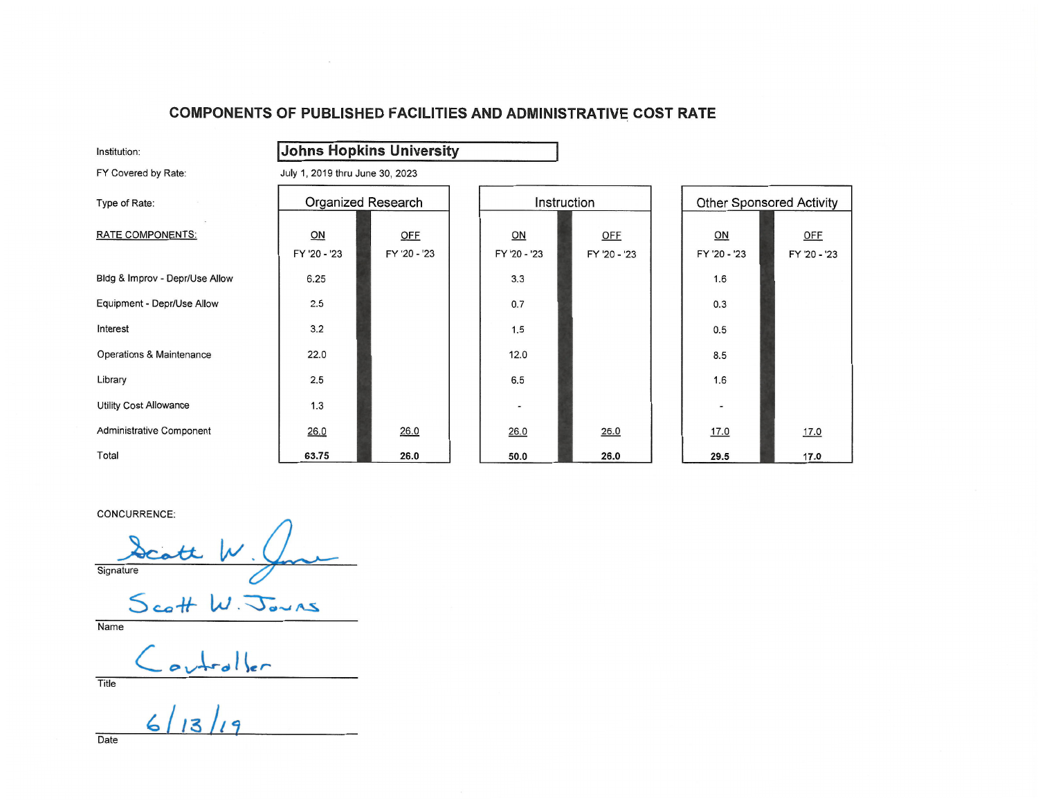## COMPONENTS OF PUBLISHED FACILITIES AND ADMINISTRATIVE COST RATE

Institution: **Johns Hopkins University**

FY Covered by Rate: July 1, 2019 thru June 30, 2023

| Type of Rate: | Organized Research | | Instruction | | Other Sponsored Activity | |
|---|---|---|---|---|---|---|
| RATE COMPONENTS: | ON | OFF | ON | OFF | ON | OFF |
| | FY '20 - '23 | FY '20 - '23 | FY '20 - '23 | FY '20 - '23 | FY '20 - '23 | FY '20 - '23 |
| Bldg & Improv - Depr/Use Allow | 6.25 | | 3.3 | | 1.6 | |
| Equipment - Depr/Use Allow | 2.5 | | 0.7 | | 0.3 | |
| Interest | 3.2 | | 1.5 | | 0.5 | |
| Operations & Maintenance | 22.0 | | 12.0 | | 8.5 | |
| Library | 2.5 | | 6.5 | | 1.6 | |
| Utility Cost Allowance | 1.3 | | - | | - | |
| Administrative Component | 26.0 | 26.0 | 26.0 | 26.0 | 17.0 | 17.0 |
| Total | **63.75** | **26.0** | **50.0** | **26.0** | **29.5** | **17.0** |

CONCURRENCE:

Signature: Scott W. Jones

Name: Scott W. Jones

Title: Controller

Date: 6/13/19